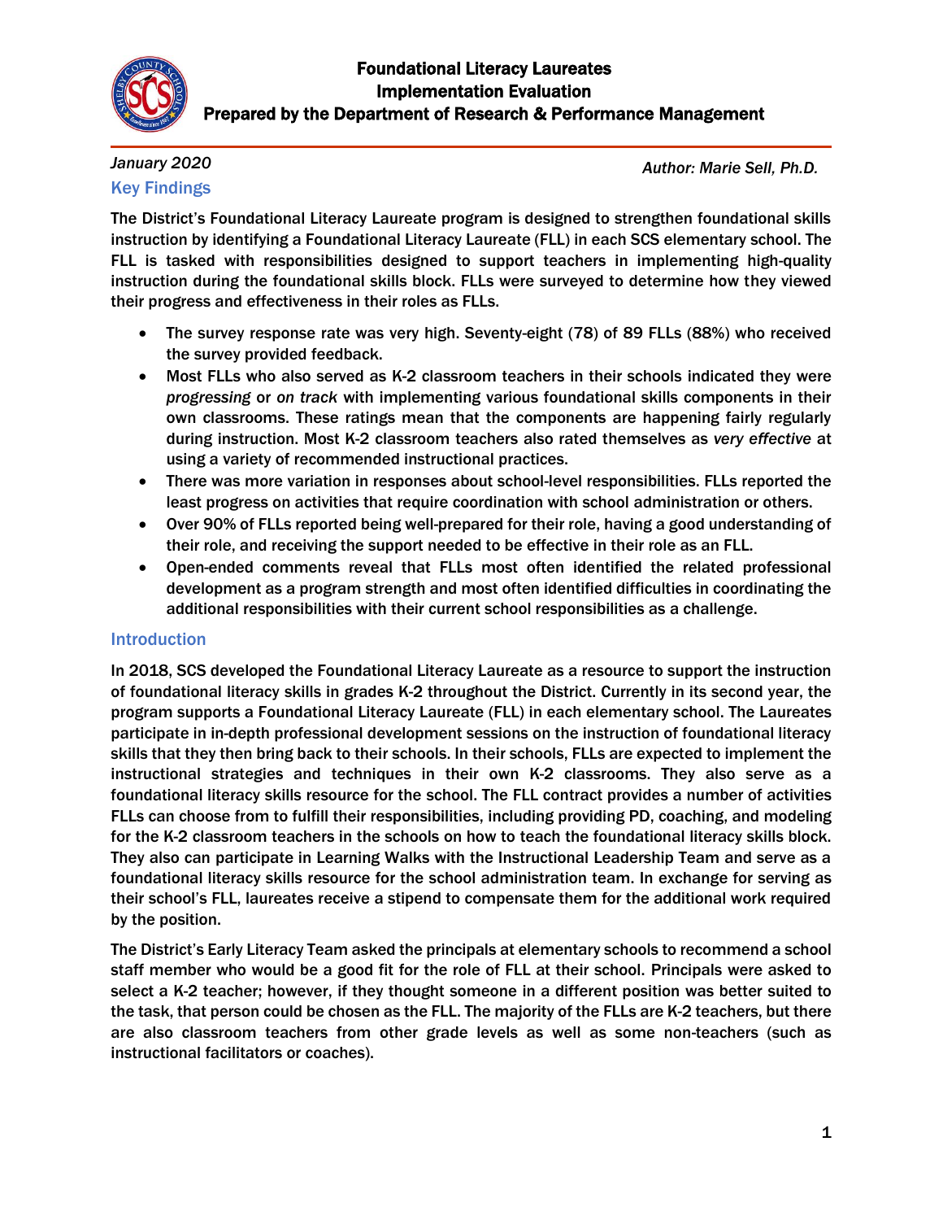# Foundational Literacy Laureates
## Implementation Evaluation
### Prepared by the Department of Research & Performance Management

*January 2020*

*Author: Marie Sell, Ph.D.*

## Key Findings

The District's Foundational Literacy Laureate program is designed to strengthen foundational skills instruction by identifying a Foundational Literacy Laureate (FLL) in each SCS elementary school. The FLL is tasked with responsibilities designed to support teachers in implementing high-quality instruction during the foundational skills block. FLLs were surveyed to determine how they viewed their progress and effectiveness in their roles as FLLs.

- The survey response rate was very high. Seventy-eight (78) of 89 FLLs (88%) who received the survey provided feedback.
- Most FLLs who also served as K-2 classroom teachers in their schools indicated they were *progressing* or *on track* with implementing various foundational skills components in their own classrooms. These ratings mean that the components are happening fairly regularly during instruction. Most K-2 classroom teachers also rated themselves as *very effective* at using a variety of recommended instructional practices.
- There was more variation in responses about school-level responsibilities. FLLs reported the least progress on activities that require coordination with school administration or others.
- Over 90% of FLLs reported being well-prepared for their role, having a good understanding of their role, and receiving the support needed to be effective in their role as an FLL.
- Open-ended comments reveal that FLLs most often identified the related professional development as a program strength and most often identified difficulties in coordinating the additional responsibilities with their current school responsibilities as a challenge.

## Introduction

In 2018, SCS developed the Foundational Literacy Laureate as a resource to support the instruction of foundational literacy skills in grades K-2 throughout the District. Currently in its second year, the program supports a Foundational Literacy Laureate (FLL) in each elementary school. The Laureates participate in in-depth professional development sessions on the instruction of foundational literacy skills that they then bring back to their schools. In their schools, FLLs are expected to implement the instructional strategies and techniques in their own K-2 classrooms. They also serve as a foundational literacy skills resource for the school. The FLL contract provides a number of activities FLLs can choose from to fulfill their responsibilities, including providing PD, coaching, and modeling for the K-2 classroom teachers in the schools on how to teach the foundational literacy skills block. They also can participate in Learning Walks with the Instructional Leadership Team and serve as a foundational literacy skills resource for the school administration team. In exchange for serving as their school's FLL, laureates receive a stipend to compensate them for the additional work required by the position.

The District's Early Literacy Team asked the principals at elementary schools to recommend a school staff member who would be a good fit for the role of FLL at their school. Principals were asked to select a K-2 teacher; however, if they thought someone in a different position was better suited to the task, that person could be chosen as the FLL. The majority of the FLLs are K-2 teachers, but there are also classroom teachers from other grade levels as well as some non-teachers (such as instructional facilitators or coaches).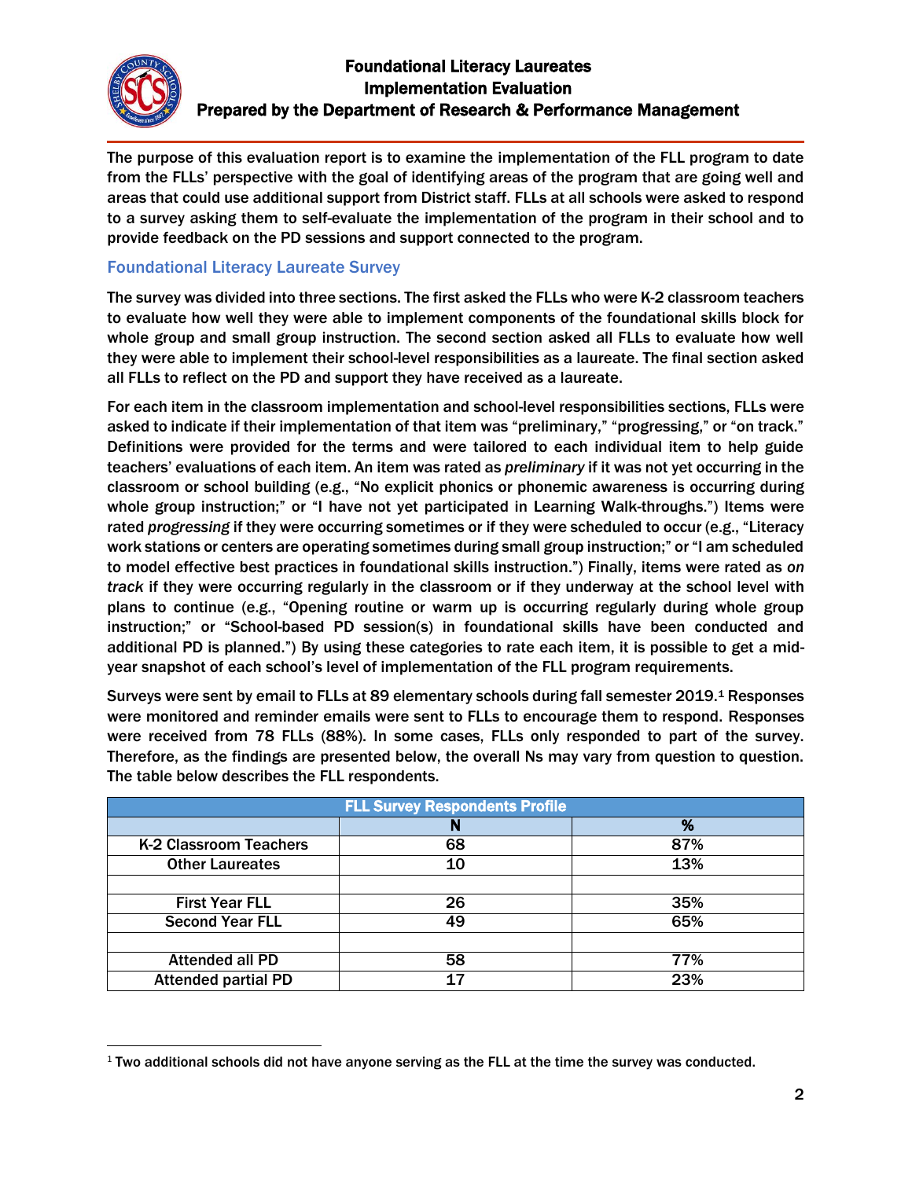# Foundational Literacy Laureates
## Implementation Evaluation
### Prepared by the Department of Research & Performance Management

The purpose of this evaluation report is to examine the implementation of the FLL program to date from the FLLs' perspective with the goal of identifying areas of the program that are going well and areas that could use additional support from District staff. FLLs at all schools were asked to respond to a survey asking them to self-evaluate the implementation of the program in their school and to provide feedback on the PD sessions and support connected to the program.

## Foundational Literacy Laureate Survey

The survey was divided into three sections. The first asked the FLLs who were K-2 classroom teachers to evaluate how well they were able to implement components of the foundational skills block for whole group and small group instruction. The second section asked all FLLs to evaluate how well they were able to implement their school-level responsibilities as a laureate. The final section asked all FLLs to reflect on the PD and support they have received as a laureate.

For each item in the classroom implementation and school-level responsibilities sections, FLLs were asked to indicate if their implementation of that item was "preliminary," "progressing," or "on track." Definitions were provided for the terms and were tailored to each individual item to help guide teachers' evaluations of each item. An item was rated as *preliminary* if it was not yet occurring in the classroom or school building (e.g., "No explicit phonics or phonemic awareness is occurring during whole group instruction;" or "I have not yet participated in Learning Walk-throughs.") Items were rated *progressing* if they were occurring sometimes or if they were scheduled to occur (e.g., "Literacy work stations or centers are operating sometimes during small group instruction;" or "I am scheduled to model effective best practices in foundational skills instruction.") Finally, items were rated as *on track* if they were occurring regularly in the classroom or if they underway at the school level with plans to continue (e.g., "Opening routine or warm up is occurring regularly during whole group instruction;" or "School-based PD session(s) in foundational skills have been conducted and additional PD is planned.") By using these categories to rate each item, it is possible to get a mid-year snapshot of each school's level of implementation of the FLL program requirements.

Surveys were sent by email to FLLs at 89 elementary schools during fall semester 2019.[1] Responses were monitored and reminder emails were sent to FLLs to encourage them to respond. Responses were received from 78 FLLs (88%). In some cases, FLLs only responded to part of the survey. Therefore, as the findings are presented below, the overall Ns may vary from question to question. The table below describes the FLL respondents.

| FLL Survey Respondents Profile | | |
|---|---|---|
| | N | % |
| K-2 Classroom Teachers | 68 | 87% |
| Other Laureates | 10 | 13% |
| | | |
| First Year FLL | 26 | 35% |
| Second Year FLL | 49 | 65% |
| | | |
| Attended all PD | 58 | 77% |
| Attended partial PD | 17 | 23% |

[1] Two additional schools did not have anyone serving as the FLL at the time the survey was conducted.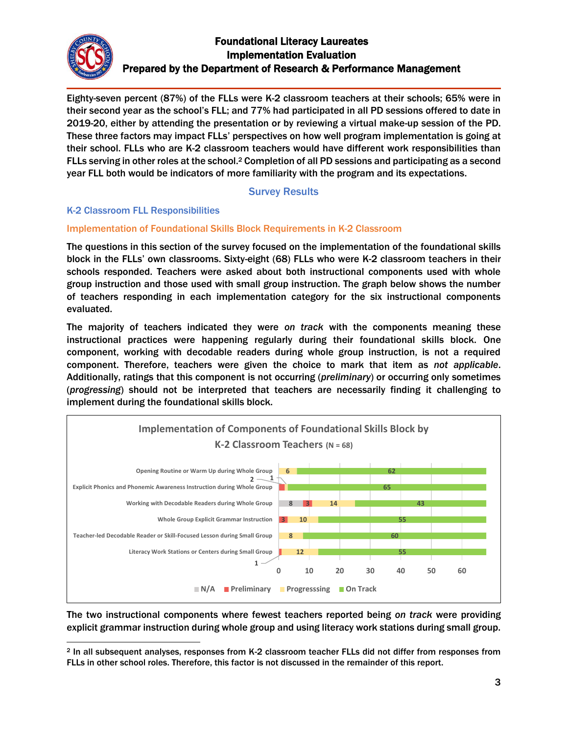Eighty-seven percent (87%) of the FLLs were K-2 classroom teachers at their schools; 65% were in their second year as the school's FLL; and 77% had participated in all PD sessions offered to date in 2019-20, either by attending the presentation or by reviewing a virtual make-up session of the PD. These three factors may impact FLLs' perspectives on how well program implementation is going at their school. FLLs who are K-2 classroom teachers would have different work responsibilities than FLLs serving in other roles at the school.[2] Completion of all PD sessions and participating as a second year FLL both would be indicators of more familiarity with the program and its expectations.

## Survey Results

### K-2 Classroom FLL Responsibilities

#### Implementation of Foundational Skills Block Requirements in K-2 Classroom

The questions in this section of the survey focused on the implementation of the foundational skills block in the FLLs' own classrooms. Sixty-eight (68) FLLs who were K-2 classroom teachers in their schools responded. Teachers were asked about both instructional components used with whole group instruction and those used with small group instruction. The graph below shows the number of teachers responding in each implementation category for the six instructional components evaluated.

The majority of teachers indicated they were *on track* with the components meaning these instructional practices were happening regularly during their foundational skills block. One component, working with decodable readers during whole group instruction, is not a required component. Therefore, teachers were given the choice to mark that item as *not applicable*. Additionally, ratings that this component is not occurring (*preliminary*) or occurring only sometimes (*progressing*) should not be interpreted that teachers are necessarily finding it challenging to implement during the foundational skills block.

**Implementation of Components of Foundational Skills Block by K-2 Classroom Teachers (N = 68)**

| Component | N/A | Preliminary | Progressing | On Track |
|---|---|---|---|---|
| Opening Routine or Warm Up during Whole Group | | | 6 | 62 |
| Explicit Phonics and Phonemic Awareness Instruction during Whole Group | | 2 | 1 | 65 |
| Working with Decodable Readers during Whole Group | 8 | 3 | 14 | 43 |
| Whole Group Explicit Grammar Instruction | | 3 | 10 | 55 |
| Teacher-led Decodable Reader or Skill-Focused Lesson during Small Group | | | 8 | 60 |
| Literacy Work Stations or Centers during Small Group | | 1 | 12 | 55 |

The two instructional components where fewest teachers reported being *on track* were providing explicit grammar instruction during whole group and using literacy work stations during small group.

[2] In all subsequent analyses, responses from K-2 classroom teacher FLLs did not differ from responses from FLLs in other school roles. Therefore, this factor is not discussed in the remainder of this report.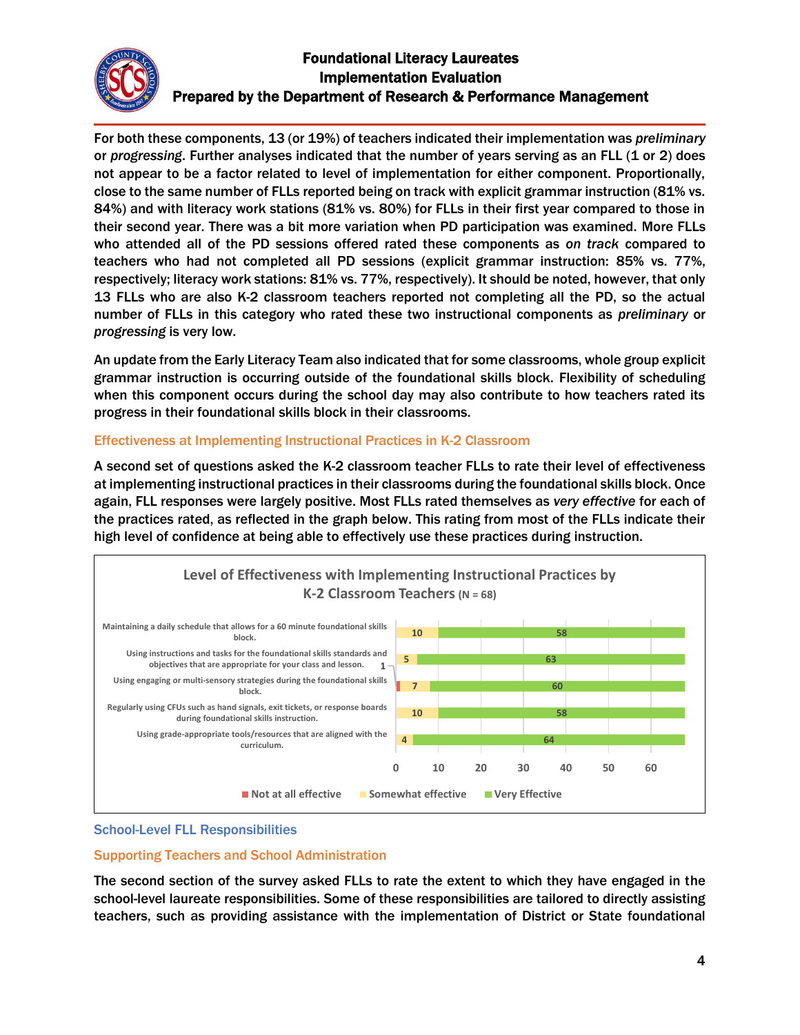For both these components, 13 (or 19%) of teachers indicated their implementation was *preliminary* or *progressing*. Further analyses indicated that the number of years serving as an FLL (1 or 2) does not appear to be a factor related to level of implementation for either component. Proportionally, close to the same number of FLLs reported being on track with explicit grammar instruction (81% vs. 84%) and with literacy work stations (81% vs. 80%) for FLLs in their first year compared to those in their second year. There was a bit more variation when PD participation was examined. More FLLs who attended all of the PD sessions offered rated these components as *on track* compared to teachers who had not completed all PD sessions (explicit grammar instruction: 85% vs. 77%, respectively; literacy work stations: 81% vs. 77%, respectively). It should be noted, however, that only 13 FLLs who are also K-2 classroom teachers reported not completing all the PD, so the actual number of FLLs in this category who rated these two instructional components as *preliminary* or *progressing* is very low.

An update from the Early Literacy Team also indicated that for some classrooms, whole group explicit grammar instruction is occurring outside of the foundational skills block. Flexibility of scheduling when this component occurs during the school day may also contribute to how teachers rated its progress in their foundational skills block in their classrooms.

### Effectiveness at Implementing Instructional Practices in K-2 Classroom

A second set of questions asked the K-2 classroom teacher FLLs to rate their level of effectiveness at implementing instructional practices in their classrooms during the foundational skills block. Once again, FLL responses were largely positive. Most FLLs rated themselves as *very effective* for each of the practices rated, as reflected in the graph below. This rating from most of the FLLs indicate their high level of confidence at being able to effectively use these practices during instruction.

**Level of Effectiveness with Implementing Instructional Practices by K-2 Classroom Teachers (N = 68)**

| Practice | Not at all effective | Somewhat effective | Very Effective |
|---|---|---|---|
| Maintaining a daily schedule that allows for a 60 minute foundational skills block. | | 10 | 58 |
| Using instructions and tasks for the foundational skills standards and objectives that are appropriate for your class and lesson. | | 5 | 63 |
| Using engaging or multi-sensory strategies during the foundational skills block. | 1 | 7 | 60 |
| Regularly using CFUs such as hand signals, exit tickets, or response boards during foundational skills instruction. | | 10 | 58 |
| Using grade-appropriate tools/resources that are aligned with the curriculum. | | 4 | 64 |

## School-Level FLL Responsibilities

### Supporting Teachers and School Administration

The second section of the survey asked FLLs to rate the extent to which they have engaged in the school-level laureate responsibilities. Some of these responsibilities are tailored to directly assisting teachers, such as providing assistance with the implementation of District or State foundational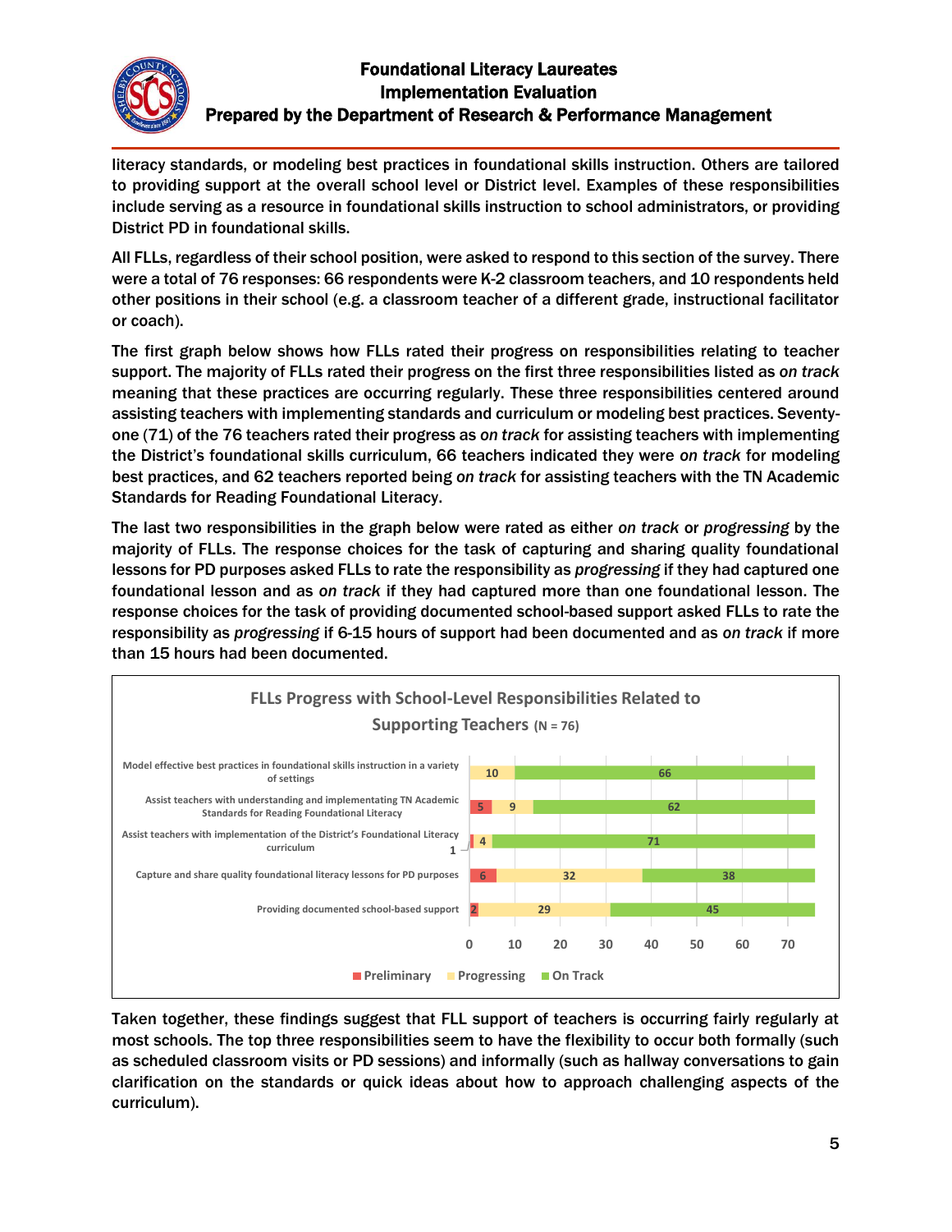literacy standards, or modeling best practices in foundational skills instruction. Others are tailored to providing support at the overall school level or District level. Examples of these responsibilities include serving as a resource in foundational skills instruction to school administrators, or providing District PD in foundational skills.

All FLLs, regardless of their school position, were asked to respond to this section of the survey. There were a total of 76 responses: 66 respondents were K-2 classroom teachers, and 10 respondents held other positions in their school (e.g. a classroom teacher of a different grade, instructional facilitator or coach).

The first graph below shows how FLLs rated their progress on responsibilities relating to teacher support. The majority of FLLs rated their progress on the first three responsibilities listed as *on track* meaning that these practices are occurring regularly. These three responsibilities centered around assisting teachers with implementing standards and curriculum or modeling best practices. Seventy-one (71) of the 76 teachers rated their progress as *on track* for assisting teachers with implementing the District's foundational skills curriculum, 66 teachers indicated they were *on track* for modeling best practices, and 62 teachers reported being *on track* for assisting teachers with the TN Academic Standards for Reading Foundational Literacy.

The last two responsibilities in the graph below were rated as either *on track* or *progressing* by the majority of FLLs. The response choices for the task of capturing and sharing quality foundational lessons for PD purposes asked FLLs to rate the responsibility as *progressing* if they had captured one foundational lesson and as *on track* if they had captured more than one foundational lesson. The response choices for the task of providing documented school-based support asked FLLs to rate the responsibility as *progressing* if 6-15 hours of support had been documented and as *on track* if more than 15 hours had been documented.

**FLLs Progress with School-Level Responsibilities Related to Supporting Teachers (N = 76)**

| Responsibility | Preliminary | Progressing | On Track |
|---|---|---|---|
| Model effective best practices in foundational skills instruction in a variety of settings | | 10 | 66 |
| Assist teachers with understanding and implementating TN Academic Standards for Reading Foundational Literacy | 5 | 9 | 62 |
| Assist teachers with implementation of the District's Foundational Literacy curriculum | 1 | 4 | 71 |
| Capture and share quality foundational literacy lessons for PD purposes | 6 | 32 | 38 |
| Providing documented school-based support | 2 | 29 | 45 |

Taken together, these findings suggest that FLL support of teachers is occurring fairly regularly at most schools. The top three responsibilities seem to have the flexibility to occur both formally (such as scheduled classroom visits or PD sessions) and informally (such as hallway conversations to gain clarification on the standards or quick ideas about how to approach challenging aspects of the curriculum).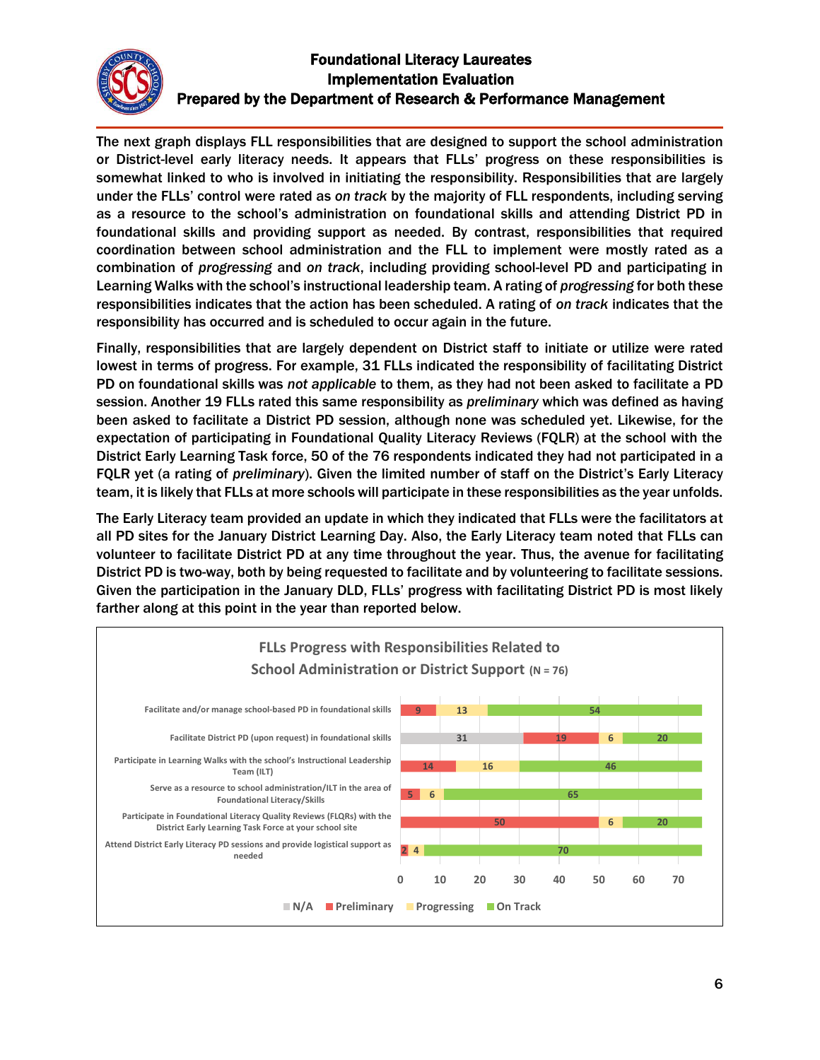The next graph displays FLL responsibilities that are designed to support the school administration or District-level early literacy needs. It appears that FLLs' progress on these responsibilities is somewhat linked to who is involved in initiating the responsibility. Responsibilities that are largely under the FLLs' control were rated as *on track* by the majority of FLL respondents, including serving as a resource to the school's administration on foundational skills and attending District PD in foundational skills and providing support as needed. By contrast, responsibilities that required coordination between school administration and the FLL to implement were mostly rated as a combination of *progressing* and *on track*, including providing school-level PD and participating in Learning Walks with the school's instructional leadership team. A rating of *progressing* for both these responsibilities indicates that the action has been scheduled. A rating of *on track* indicates that the responsibility has occurred and is scheduled to occur again in the future.

Finally, responsibilities that are largely dependent on District staff to initiate or utilize were rated lowest in terms of progress. For example, 31 FLLs indicated the responsibility of facilitating District PD on foundational skills was *not applicable* to them, as they had not been asked to facilitate a PD session. Another 19 FLLs rated this same responsibility as *preliminary* which was defined as having been asked to facilitate a District PD session, although none was scheduled yet. Likewise, for the expectation of participating in Foundational Quality Literacy Reviews (FQLR) at the school with the District Early Learning Task force, 50 of the 76 respondents indicated they had not participated in a FQLR yet (a rating of *preliminary*). Given the limited number of staff on the District's Early Literacy team, it is likely that FLLs at more schools will participate in these responsibilities as the year unfolds.

The Early Literacy team provided an update in which they indicated that FLLs were the facilitators at all PD sites for the January District Learning Day. Also, the Early Literacy team noted that FLLs can volunteer to facilitate District PD at any time throughout the year. Thus, the avenue for facilitating District PD is two-way, both by being requested to facilitate and by volunteering to facilitate sessions. Given the participation in the January DLD, FLLs' progress with facilitating District PD is most likely farther along at this point in the year than reported below.

**FLLs Progress with Responsibilities Related to School Administration or District Support (N = 76)**

| Responsibility | N/A | Preliminary | Progressing | On Track |
|---|---|---|---|---|
| Facilitate and/or manage school-based PD in foundational skills | | 9 | 13 | 54 |
| Facilitate District PD (upon request) in foundational skills | 31 | 19 | 6 | 20 |
| Participate in Learning Walks with the school's Instructional Leadership Team (ILT) | | 14 | 16 | 46 |
| Serve as a resource to school administration/ILT in the area of Foundational Literacy/Skills | | 5 | 6 | 65 |
| Participate in Foundational Literacy Quality Reviews (FLQRs) with the District Early Learning Task Force at your school site | | 50 | 6 | 20 |
| Attend District Early Literacy PD sessions and provide logistical support as needed | | 2 | 4 | 70 |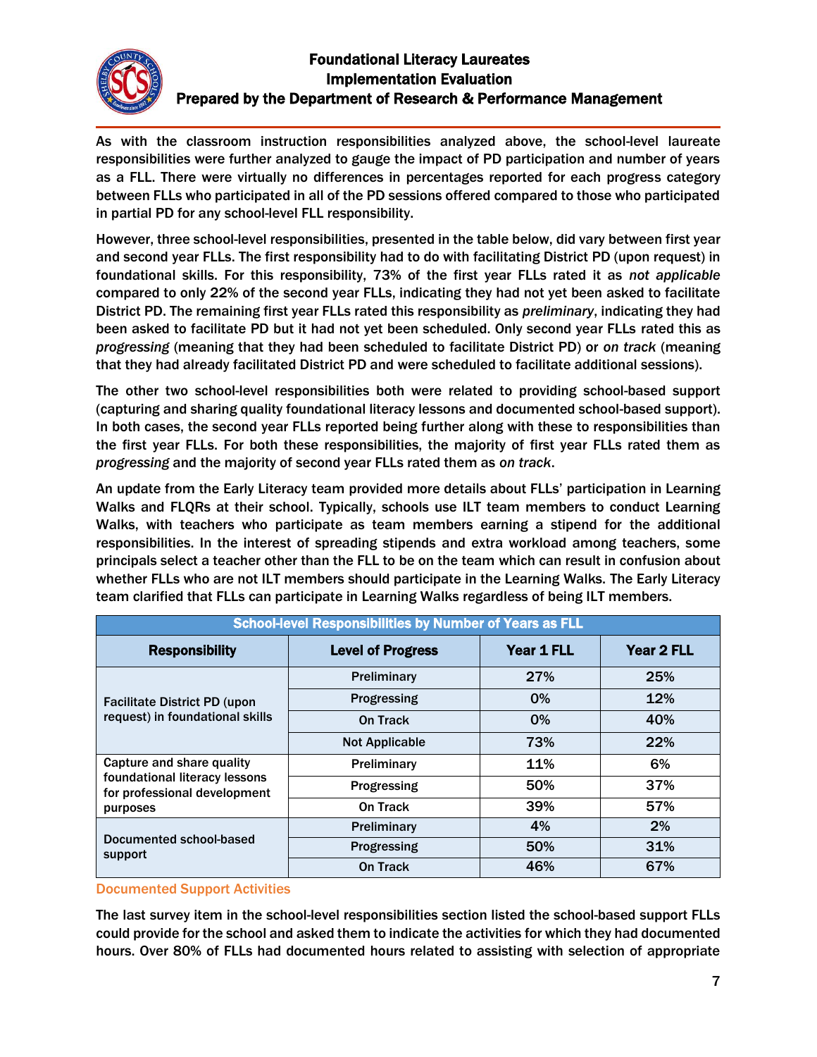As with the classroom instruction responsibilities analyzed above, the school-level laureate responsibilities were further analyzed to gauge the impact of PD participation and number of years as a FLL. There were virtually no differences in percentages reported for each progress category between FLLs who participated in all of the PD sessions offered compared to those who participated in partial PD for any school-level FLL responsibility.

However, three school-level responsibilities, presented in the table below, did vary between first year and second year FLLs. The first responsibility had to do with facilitating District PD (upon request) in foundational skills. For this responsibility, 73% of the first year FLLs rated it as *not applicable* compared to only 22% of the second year FLLs, indicating they had not yet been asked to facilitate District PD. The remaining first year FLLs rated this responsibility as *preliminary*, indicating they had been asked to facilitate PD but it had not yet been scheduled. Only second year FLLs rated this as *progressing* (meaning that they had been scheduled to facilitate District PD) or *on track* (meaning that they had already facilitated District PD and were scheduled to facilitate additional sessions).

The other two school-level responsibilities both were related to providing school-based support (capturing and sharing quality foundational literacy lessons and documented school-based support). In both cases, the second year FLLs reported being further along with these to responsibilities than the first year FLLs. For both these responsibilities, the majority of first year FLLs rated them as *progressing* and the majority of second year FLLs rated them as *on track*.

An update from the Early Literacy team provided more details about FLLs' participation in Learning Walks and FLQRs at their school. Typically, schools use ILT team members to conduct Learning Walks, with teachers who participate as team members earning a stipend for the additional responsibilities. In the interest of spreading stipends and extra workload among teachers, some principals select a teacher other than the FLL to be on the team which can result in confusion about whether FLLs who are not ILT members should participate in the Learning Walks. The Early Literacy team clarified that FLLs can participate in Learning Walks regardless of being ILT members.

**School-level Responsibilities by Number of Years as FLL**

| Responsibility | Level of Progress | Year 1 FLL | Year 2 FLL |
|---|---|---|---|
| Facilitate District PD (upon request) in foundational skills | Preliminary | 27% | 25% |
| | Progressing | 0% | 12% |
| | On Track | 0% | 40% |
| | Not Applicable | 73% | 22% |
| Capture and share quality foundational literacy lessons for professional development purposes | Preliminary | 11% | 6% |
| | Progressing | 50% | 37% |
| | On Track | 39% | 57% |
| Documented school-based support | Preliminary | 4% | 2% |
| | Progressing | 50% | 31% |
| | On Track | 46% | 67% |

### Documented Support Activities

The last survey item in the school-level responsibilities section listed the school-based support FLLs could provide for the school and asked them to indicate the activities for which they had documented hours. Over 80% of FLLs had documented hours related to assisting with selection of appropriate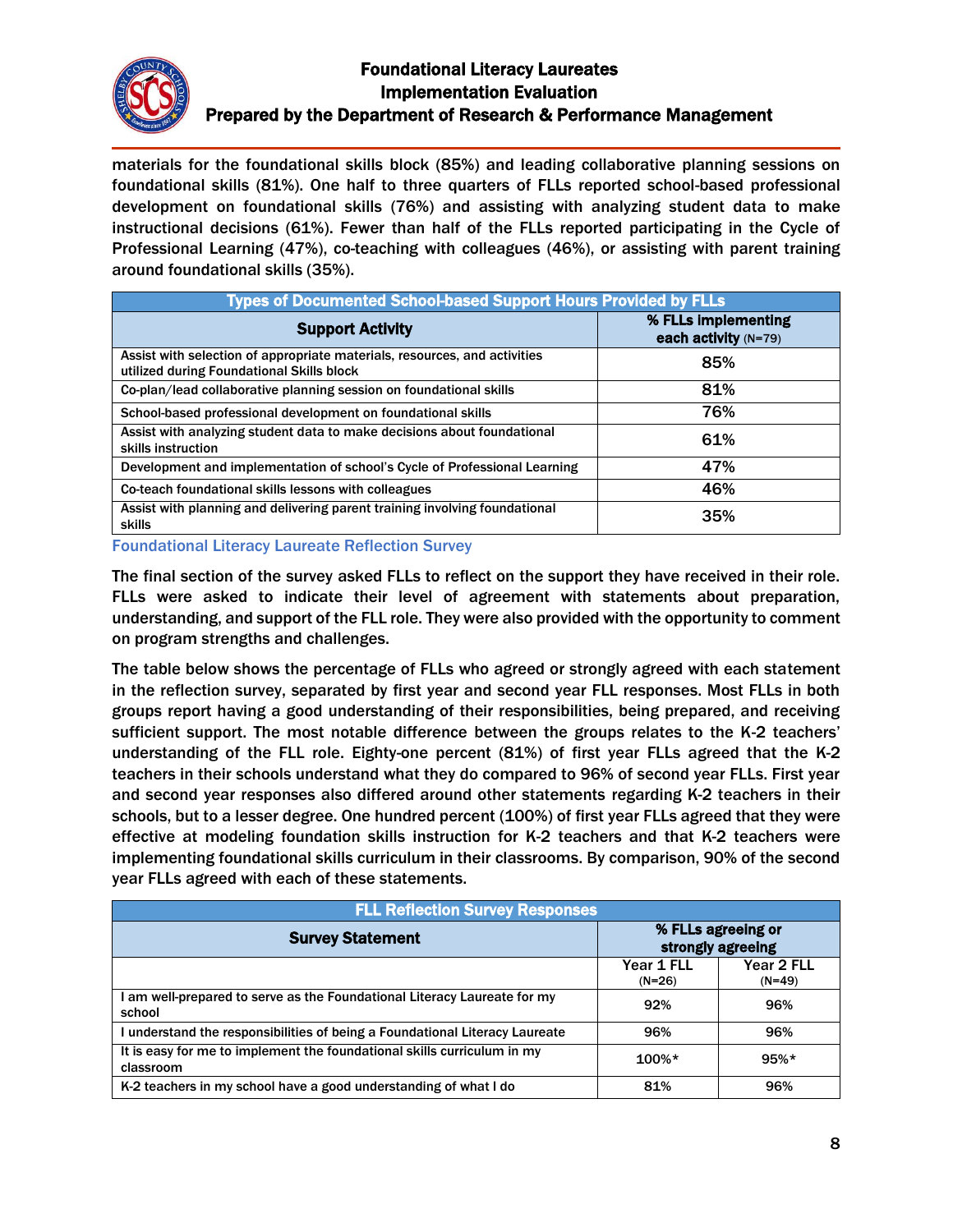materials for the foundational skills block (85%) and leading collaborative planning sessions on foundational skills (81%). One half to three quarters of FLLs reported school-based professional development on foundational skills (76%) and assisting with analyzing student data to make instructional decisions (61%). Fewer than half of the FLLs reported participating in the Cycle of Professional Learning (47%), co-teaching with colleagues (46%), or assisting with parent training around foundational skills (35%).

| Types of Documented School-based Support Hours Provided by FLLs | |
|---|---|
| **Support Activity** | **% FLLs implementing each activity** (N=79) |
| Assist with selection of appropriate materials, resources, and activities utilized during Foundational Skills block | 85% |
| Co-plan/lead collaborative planning session on foundational skills | 81% |
| School-based professional development on foundational skills | 76% |
| Assist with analyzing student data to make decisions about foundational skills instruction | 61% |
| Development and implementation of school's Cycle of Professional Learning | 47% |
| Co-teach foundational skills lessons with colleagues | 46% |
| Assist with planning and delivering parent training involving foundational skills | 35% |

### Foundational Literacy Laureate Reflection Survey

The final section of the survey asked FLLs to reflect on the support they have received in their role. FLLs were asked to indicate their level of agreement with statements about preparation, understanding, and support of the FLL role. They were also provided with the opportunity to comment on program strengths and challenges.

The table below shows the percentage of FLLs who agreed or strongly agreed with each statement in the reflection survey, separated by first year and second year FLL responses. Most FLLs in both groups report having a good understanding of their responsibilities, being prepared, and receiving sufficient support. The most notable difference between the groups relates to the K-2 teachers' understanding of the FLL role. Eighty-one percent (81%) of first year FLLs agreed that the K-2 teachers in their schools understand what they do compared to 96% of second year FLLs. First year and second year responses also differed around other statements regarding K-2 teachers in their schools, but to a lesser degree. One hundred percent (100%) of first year FLLs agreed that they were effective at modeling foundation skills instruction for K-2 teachers and that K-2 teachers were implementing foundational skills curriculum in their classrooms. By comparison, 90% of the second year FLLs agreed with each of these statements.

| FLL Reflection Survey Responses | | |
|---|---|---|
| **Survey Statement** | **% FLLs agreeing or strongly agreeing** | |
| | Year 1 FLL (N=26) | Year 2 FLL (N=49) |
| I am well-prepared to serve as the Foundational Literacy Laureate for my school | 92% | 96% |
| I understand the responsibilities of being a Foundational Literacy Laureate | 96% | 96% |
| It is easy for me to implement the foundational skills curriculum in my classroom | 100%* | 95%* |
| K-2 teachers in my school have a good understanding of what I do | 81% | 96% |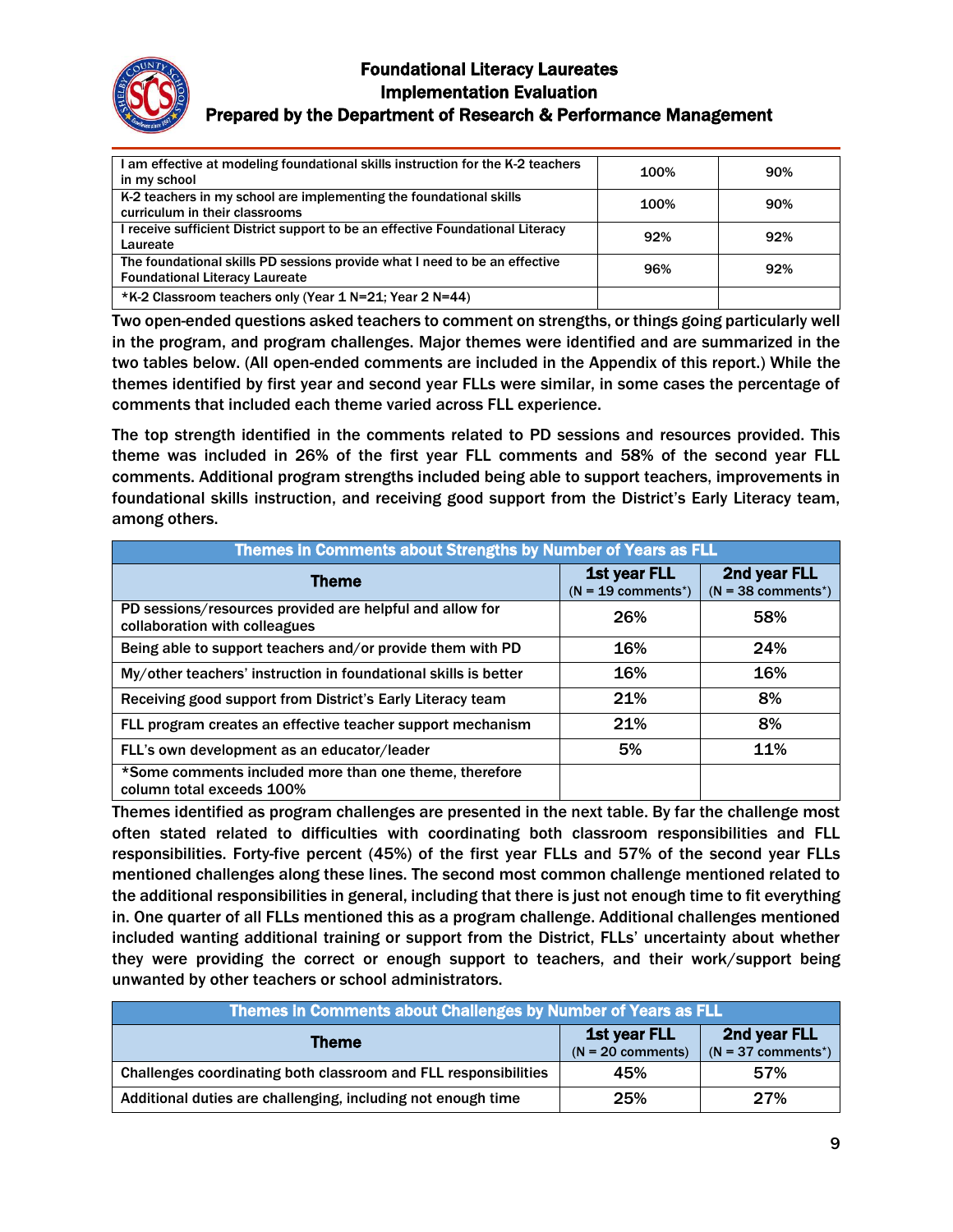| | | |
|---|---|---|
| I am effective at modeling foundational skills instruction for the K-2 teachers in my school | 100% | 90% |
| K-2 teachers in my school are implementing the foundational skills curriculum in their classrooms | 100% | 90% |
| I receive sufficient District support to be an effective Foundational Literacy Laureate | 92% | 92% |
| The foundational skills PD sessions provide what I need to be an effective Foundational Literacy Laureate | 96% | 92% |
| *K-2 Classroom teachers only (Year 1 N=21; Year 2 N=44) | | |

Two open-ended questions asked teachers to comment on strengths, or things going particularly well in the program, and program challenges. Major themes were identified and are summarized in the two tables below. (All open-ended comments are included in the Appendix of this report.) While the themes identified by first year and second year FLLs were similar, in some cases the percentage of comments that included each theme varied across FLL experience.

The top strength identified in the comments related to PD sessions and resources provided. This theme was included in 26% of the first year FLL comments and 58% of the second year FLL comments. Additional program strengths included being able to support teachers, improvements in foundational skills instruction, and receiving good support from the District's Early Literacy team, among others.

**Themes in Comments about Strengths by Number of Years as FLL**

| Theme | 1st year FLL (N = 19 comments*) | 2nd year FLL (N = 38 comments*) |
|---|---|---|
| PD sessions/resources provided are helpful and allow for collaboration with colleagues | 26% | 58% |
| Being able to support teachers and/or provide them with PD | 16% | 24% |
| My/other teachers' instruction in foundational skills is better | 16% | 16% |
| Receiving good support from District's Early Literacy team | 21% | 8% |
| FLL program creates an effective teacher support mechanism | 21% | 8% |
| FLL's own development as an educator/leader | 5% | 11% |
| *Some comments included more than one theme, therefore column total exceeds 100% | | |

Themes identified as program challenges are presented in the next table. By far the challenge most often stated related to difficulties with coordinating both classroom responsibilities and FLL responsibilities. Forty-five percent (45%) of the first year FLLs and 57% of the second year FLLs mentioned challenges along these lines. The second most common challenge mentioned related to the additional responsibilities in general, including that there is just not enough time to fit everything in. One quarter of all FLLs mentioned this as a program challenge. Additional challenges mentioned included wanting additional training or support from the District, FLLs' uncertainty about whether they were providing the correct or enough support to teachers, and their work/support being unwanted by other teachers or school administrators.

**Themes in Comments about Challenges by Number of Years as FLL**

| Theme | 1st year FLL (N = 20 comments) | 2nd year FLL (N = 37 comments*) |
|---|---|---|
| Challenges coordinating both classroom and FLL responsibilities | 45% | 57% |
| Additional duties are challenging, including not enough time | 25% | 27% |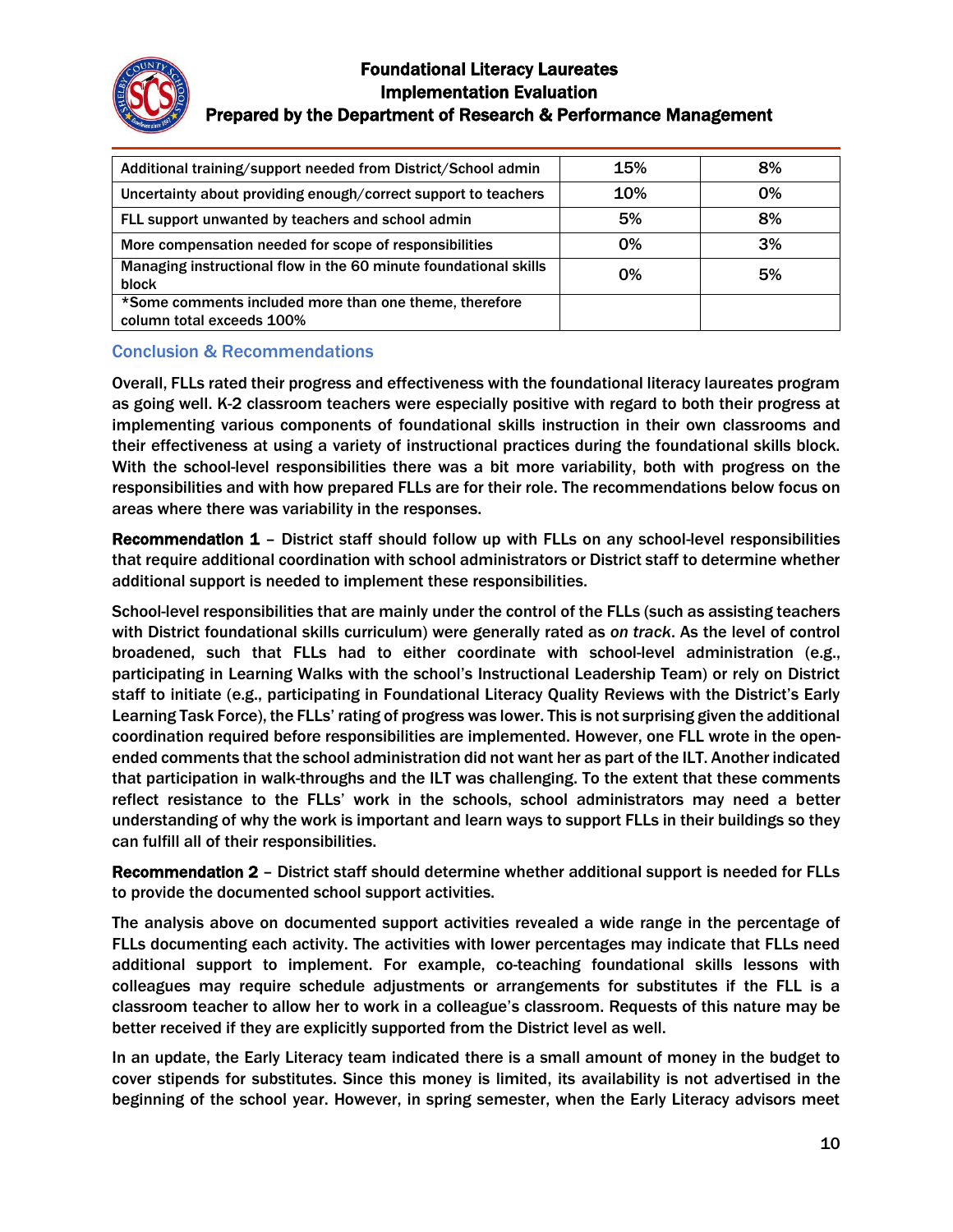| | | |
|---|---|---|
| Additional training/support needed from District/School admin | 15% | 8% |
| Uncertainty about providing enough/correct support to teachers | 10% | 0% |
| FLL support unwanted by teachers and school admin | 5% | 8% |
| More compensation needed for scope of responsibilities | 0% | 3% |
| Managing instructional flow in the 60 minute foundational skills block | 0% | 5% |
| *Some comments included more than one theme, therefore column total exceeds 100% | | |

## Conclusion & Recommendations

Overall, FLLs rated their progress and effectiveness with the foundational literacy laureates program as going well. K-2 classroom teachers were especially positive with regard to both their progress at implementing various components of foundational skills instruction in their own classrooms and their effectiveness at using a variety of instructional practices during the foundational skills block. With the school-level responsibilities there was a bit more variability, both with progress on the responsibilities and with how prepared FLLs are for their role. The recommendations below focus on areas where there was variability in the responses.

**Recommendation 1** – District staff should follow up with FLLs on any school-level responsibilities that require additional coordination with school administrators or District staff to determine whether additional support is needed to implement these responsibilities.

School-level responsibilities that are mainly under the control of the FLLs (such as assisting teachers with District foundational skills curriculum) were generally rated as *on track*. As the level of control broadened, such that FLLs had to either coordinate with school-level administration (e.g., participating in Learning Walks with the school's Instructional Leadership Team) or rely on District staff to initiate (e.g., participating in Foundational Literacy Quality Reviews with the District's Early Learning Task Force), the FLLs' rating of progress was lower. This is not surprising given the additional coordination required before responsibilities are implemented. However, one FLL wrote in the open-ended comments that the school administration did not want her as part of the ILT. Another indicated that participation in walk-throughs and the ILT was challenging. To the extent that these comments reflect resistance to the FLLs' work in the schools, school administrators may need a better understanding of why the work is important and learn ways to support FLLs in their buildings so they can fulfill all of their responsibilities.

**Recommendation 2** – District staff should determine whether additional support is needed for FLLs to provide the documented school support activities.

The analysis above on documented support activities revealed a wide range in the percentage of FLLs documenting each activity. The activities with lower percentages may indicate that FLLs need additional support to implement. For example, co-teaching foundational skills lessons with colleagues may require schedule adjustments or arrangements for substitutes if the FLL is a classroom teacher to allow her to work in a colleague's classroom. Requests of this nature may be better received if they are explicitly supported from the District level as well.

In an update, the Early Literacy team indicated there is a small amount of money in the budget to cover stipends for substitutes. Since this money is limited, its availability is not advertised in the beginning of the school year. However, in spring semester, when the Early Literacy advisors meet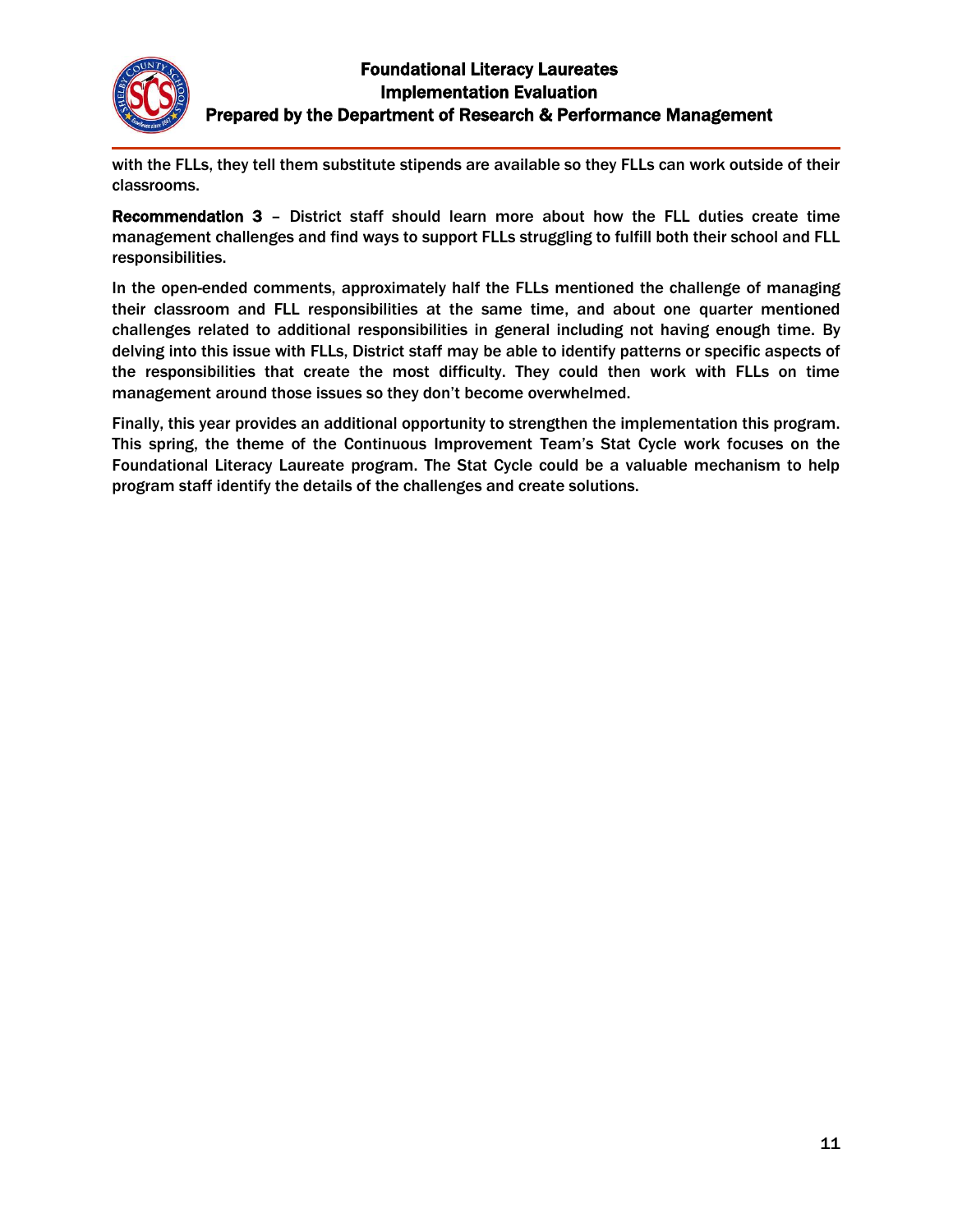with the FLLs, they tell them substitute stipends are available so they FLLs can work outside of their classrooms.

**Recommendation 3** – District staff should learn more about how the FLL duties create time management challenges and find ways to support FLLs struggling to fulfill both their school and FLL responsibilities.

In the open-ended comments, approximately half the FLLs mentioned the challenge of managing their classroom and FLL responsibilities at the same time, and about one quarter mentioned challenges related to additional responsibilities in general including not having enough time. By delving into this issue with FLLs, District staff may be able to identify patterns or specific aspects of the responsibilities that create the most difficulty. They could then work with FLLs on time management around those issues so they don't become overwhelmed.

Finally, this year provides an additional opportunity to strengthen the implementation this program. This spring, the theme of the Continuous Improvement Team's Stat Cycle work focuses on the Foundational Literacy Laureate program. The Stat Cycle could be a valuable mechanism to help program staff identify the details of the challenges and create solutions.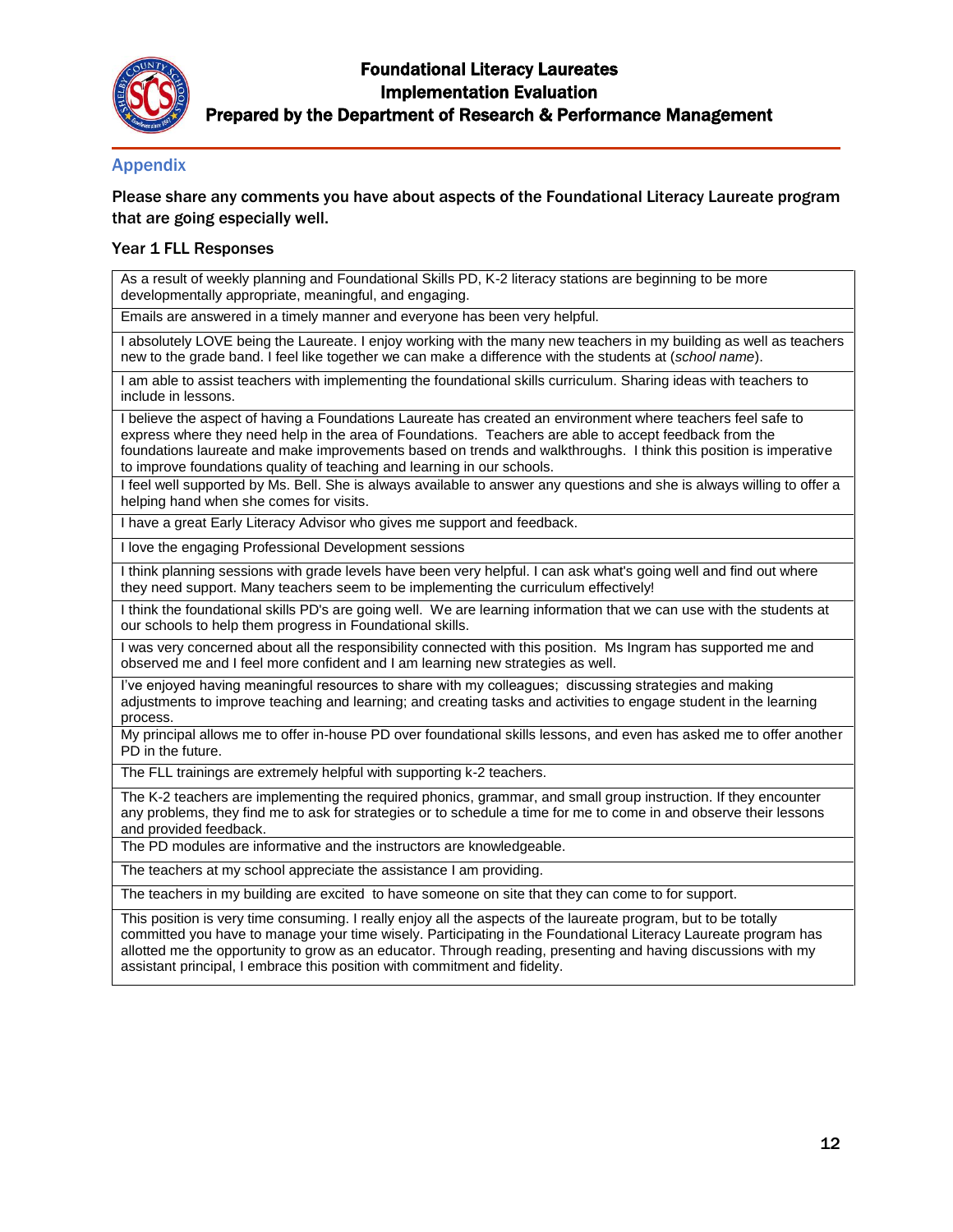## Appendix

**Please share any comments you have about aspects of the Foundational Literacy Laureate program that are going especially well.**

### Year 1 FLL Responses

| |
|---|
| As a result of weekly planning and Foundational Skills PD, K-2 literacy stations are beginning to be more developmentally appropriate, meaningful, and engaging. |
| Emails are answered in a timely manner and everyone has been very helpful. |
| I absolutely LOVE being the Laureate. I enjoy working with the many new teachers in my building as well as teachers new to the grade band. I feel like together we can make a difference with the students at (*school name*). |
| I am able to assist teachers with implementing the foundational skills curriculum. Sharing ideas with teachers to include in lessons. |
| I believe the aspect of having a Foundations Laureate has created an environment where teachers feel safe to express where they need help in the area of Foundations. Teachers are able to accept feedback from the foundations laureate and make improvements based on trends and walkthroughs. I think this position is imperative to improve foundations quality of teaching and learning in our schools. |
| I feel well supported by Ms. Bell. She is always available to answer any questions and she is always willing to offer a helping hand when she comes for visits. |
| I have a great Early Literacy Advisor who gives me support and feedback. |
| I love the engaging Professional Development sessions |
| I think planning sessions with grade levels have been very helpful. I can ask what's going well and find out where they need support. Many teachers seem to be implementing the curriculum effectively! |
| I think the foundational skills PD's are going well. We are learning information that we can use with the students at our schools to help them progress in Foundational skills. |
| I was very concerned about all the responsibility connected with this position. Ms Ingram has supported me and observed me and I feel more confident and I am learning new strategies as well. |
| I've enjoyed having meaningful resources to share with my colleagues; discussing strategies and making adjustments to improve teaching and learning; and creating tasks and activities to engage student in the learning process. |
| My principal allows me to offer in-house PD over foundational skills lessons, and even has asked me to offer another PD in the future. |
| The FLL trainings are extremely helpful with supporting k-2 teachers. |
| The K-2 teachers are implementing the required phonics, grammar, and small group instruction. If they encounter any problems, they find me to ask for strategies or to schedule a time for me to come in and observe their lessons and provided feedback. |
| The PD modules are informative and the instructors are knowledgeable. |
| The teachers at my school appreciate the assistance I am providing. |
| The teachers in my building are excited to have someone on site that they can come to for support. |
| This position is very time consuming. I really enjoy all the aspects of the laureate program, but to be totally committed you have to manage your time wisely. Participating in the Foundational Literacy Laureate program has allotted me the opportunity to grow as an educator. Through reading, presenting and having discussions with my assistant principal, I embrace this position with commitment and fidelity. |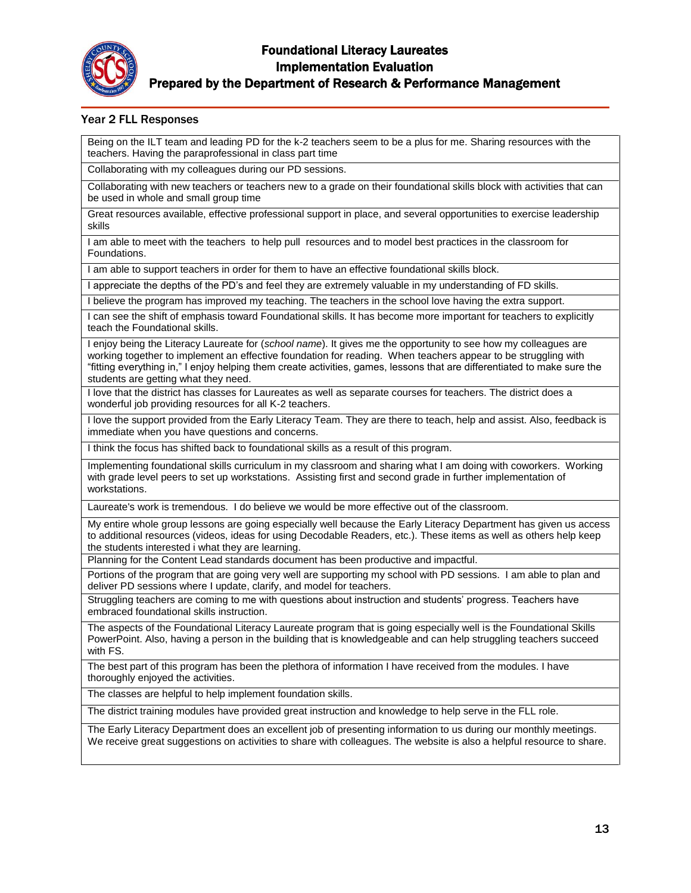### Year 2 FLL Responses

| |
|---|
| Being on the ILT team and leading PD for the k-2 teachers seem to be a plus for me. Sharing resources with the teachers. Having the paraprofessional in class part time |
| Collaborating with my colleagues during our PD sessions. |
| Collaborating with new teachers or teachers new to a grade on their foundational skills block with activities that can be used in whole and small group time |
| Great resources available, effective professional support in place, and several opportunities to exercise leadership skills |
| I am able to meet with the teachers to help pull resources and to model best practices in the classroom for Foundations. |
| I am able to support teachers in order for them to have an effective foundational skills block. |
| I appreciate the depths of the PD's and feel they are extremely valuable in my understanding of FD skills. |
| I believe the program has improved my teaching. The teachers in the school love having the extra support. |
| I can see the shift of emphasis toward Foundational skills. It has become more important for teachers to explicitly teach the Foundational skills. |
| I enjoy being the Literacy Laureate for (*school name*). It gives me the opportunity to see how my colleagues are working together to implement an effective foundation for reading. When teachers appear to be struggling with "fitting everything in," I enjoy helping them create activities, games, lessons that are differentiated to make sure the students are getting what they need. |
| I love that the district has classes for Laureates as well as separate courses for teachers. The district does a wonderful job providing resources for all K-2 teachers. |
| I love the support provided from the Early Literacy Team. They are there to teach, help and assist. Also, feedback is immediate when you have questions and concerns. |
| I think the focus has shifted back to foundational skills as a result of this program. |
| Implementing foundational skills curriculum in my classroom and sharing what I am doing with coworkers. Working with grade level peers to set up workstations. Assisting first and second grade in further implementation of workstations. |
| Laureate's work is tremendous. I do believe we would be more effective out of the classroom. |
| My entire whole group lessons are going especially well because the Early Literacy Department has given us access to additional resources (videos, ideas for using Decodable Readers, etc.). These items as well as others help keep the students interested i what they are learning. |
| Planning for the Content Lead standards document has been productive and impactful. |
| Portions of the program that are going very well are supporting my school with PD sessions. I am able to plan and deliver PD sessions where I update, clarify, and model for teachers. |
| Struggling teachers are coming to me with questions about instruction and students' progress. Teachers have embraced foundational skills instruction. |
| The aspects of the Foundational Literacy Laureate program that is going especially well is the Foundational Skills PowerPoint. Also, having a person in the building that is knowledgeable and can help struggling teachers succeed with FS. |
| The best part of this program has been the plethora of information I have received from the modules. I have thoroughly enjoyed the activities. |
| The classes are helpful to help implement foundation skills. |
| The district training modules have provided great instruction and knowledge to help serve in the FLL role. |
| The Early Literacy Department does an excellent job of presenting information to us during our monthly meetings. We receive great suggestions on activities to share with colleagues. The website is also a helpful resource to share. |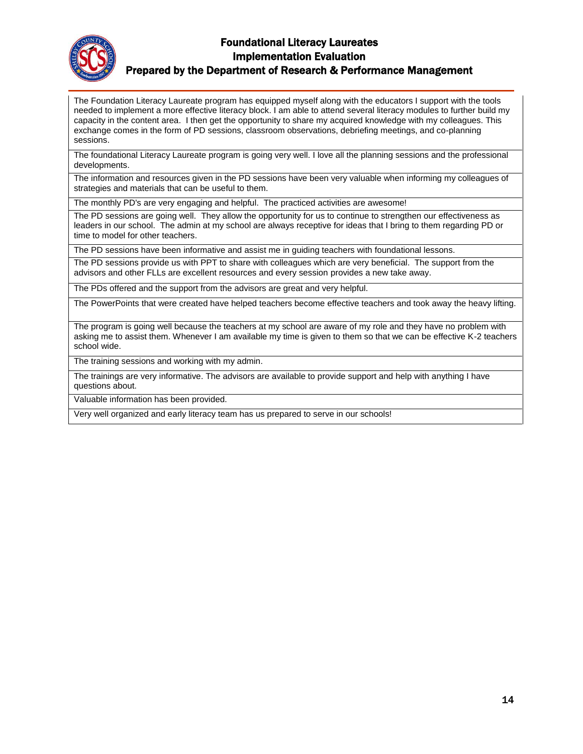| |
|---|
| The Foundation Literacy Laureate program has equipped myself along with the educators I support with the tools needed to implement a more effective literacy block. I am able to attend several literacy modules to further build my capacity in the content area. I then get the opportunity to share my acquired knowledge with my colleagues. This exchange comes in the form of PD sessions, classroom observations, debriefing meetings, and co-planning sessions. |
| The foundational Literacy Laureate program is going very well. I love all the planning sessions and the professional developments. |
| The information and resources given in the PD sessions have been very valuable when informing my colleagues of strategies and materials that can be useful to them. |
| The monthly PD's are very engaging and helpful. The practiced activities are awesome! |
| The PD sessions are going well. They allow the opportunity for us to continue to strengthen our effectiveness as leaders in our school. The admin at my school are always receptive for ideas that I bring to them regarding PD or time to model for other teachers. |
| The PD sessions have been informative and assist me in guiding teachers with foundational lessons. |
| The PD sessions provide us with PPT to share with colleagues which are very beneficial. The support from the advisors and other FLLs are excellent resources and every session provides a new take away. |
| The PDs offered and the support from the advisors are great and very helpful. |
| The PowerPoints that were created have helped teachers become effective teachers and took away the heavy lifting. |
| The program is going well because the teachers at my school are aware of my role and they have no problem with asking me to assist them. Whenever I am available my time is given to them so that we can be effective K-2 teachers school wide. |
| The training sessions and working with my admin. |
| The trainings are very informative. The advisors are available to provide support and help with anything I have questions about. |
| Valuable information has been provided. |
| Very well organized and early literacy team has us prepared to serve in our schools! |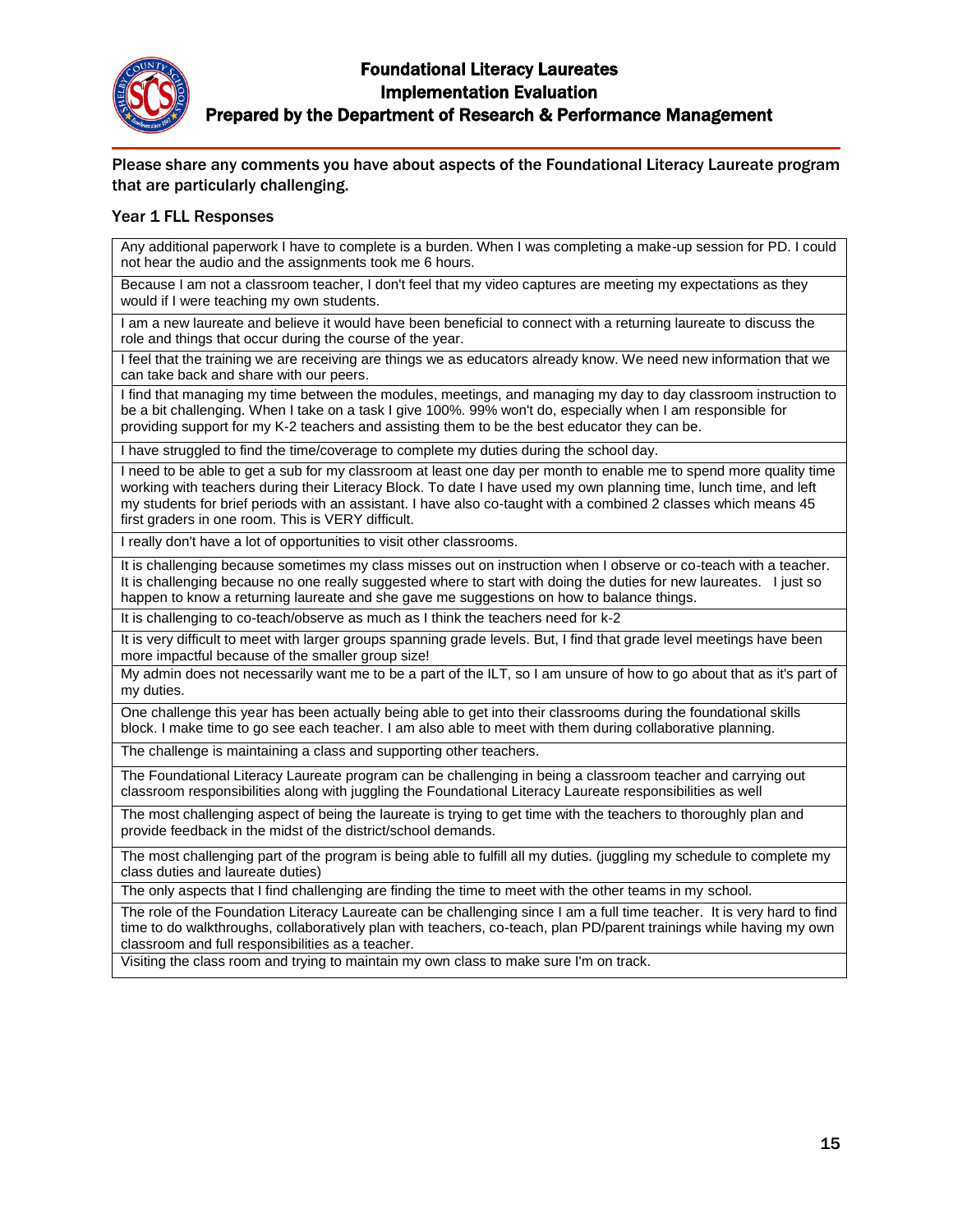Please share any comments you have about aspects of the Foundational Literacy Laureate program that are particularly challenging.

### Year 1 FLL Responses

| |
|---|
| Any additional paperwork I have to complete is a burden. When I was completing a make-up session for PD. I could not hear the audio and the assignments took me 6 hours. |
| Because I am not a classroom teacher, I don't feel that my video captures are meeting my expectations as they would if I were teaching my own students. |
| I am a new laureate and believe it would have been beneficial to connect with a returning laureate to discuss the role and things that occur during the course of the year. |
| I feel that the training we are receiving are things we as educators already know. We need new information that we can take back and share with our peers. |
| I find that managing my time between the modules, meetings, and managing my day to day classroom instruction to be a bit challenging. When I take on a task I give 100%. 99% won't do, especially when I am responsible for providing support for my K-2 teachers and assisting them to be the best educator they can be. |
| I have struggled to find the time/coverage to complete my duties during the school day. |
| I need to be able to get a sub for my classroom at least one day per month to enable me to spend more quality time working with teachers during their Literacy Block. To date I have used my own planning time, lunch time, and left my students for brief periods with an assistant. I have also co-taught with a combined 2 classes which means 45 first graders in one room. This is VERY difficult. |
| I really don't have a lot of opportunities to visit other classrooms. |
| It is challenging because sometimes my class misses out on instruction when I observe or co-teach with a teacher. It is challenging because no one really suggested where to start with doing the duties for new laureates. I just so happen to know a returning laureate and she gave me suggestions on how to balance things. |
| It is challenging to co-teach/observe as much as I think the teachers need for k-2 |
| It is very difficult to meet with larger groups spanning grade levels. But, I find that grade level meetings have been more impactful because of the smaller group size! |
| My admin does not necessarily want me to be a part of the ILT, so I am unsure of how to go about that as it's part of my duties. |
| One challenge this year has been actually being able to get into their classrooms during the foundational skills block. I make time to go see each teacher. I am also able to meet with them during collaborative planning. |
| The challenge is maintaining a class and supporting other teachers. |
| The Foundational Literacy Laureate program can be challenging in being a classroom teacher and carrying out classroom responsibilities along with juggling the Foundational Literacy Laureate responsibilities as well |
| The most challenging aspect of being the laureate is trying to get time with the teachers to thoroughly plan and provide feedback in the midst of the district/school demands. |
| The most challenging part of the program is being able to fulfill all my duties. (juggling my schedule to complete my class duties and laureate duties) |
| The only aspects that I find challenging are finding the time to meet with the other teams in my school. |
| The role of the Foundation Literacy Laureate can be challenging since I am a full time teacher. It is very hard to find time to do walkthroughs, collaboratively plan with teachers, co-teach, plan PD/parent trainings while having my own classroom and full responsibilities as a teacher. |
| Visiting the class room and trying to maintain my own class to make sure I'm on track. |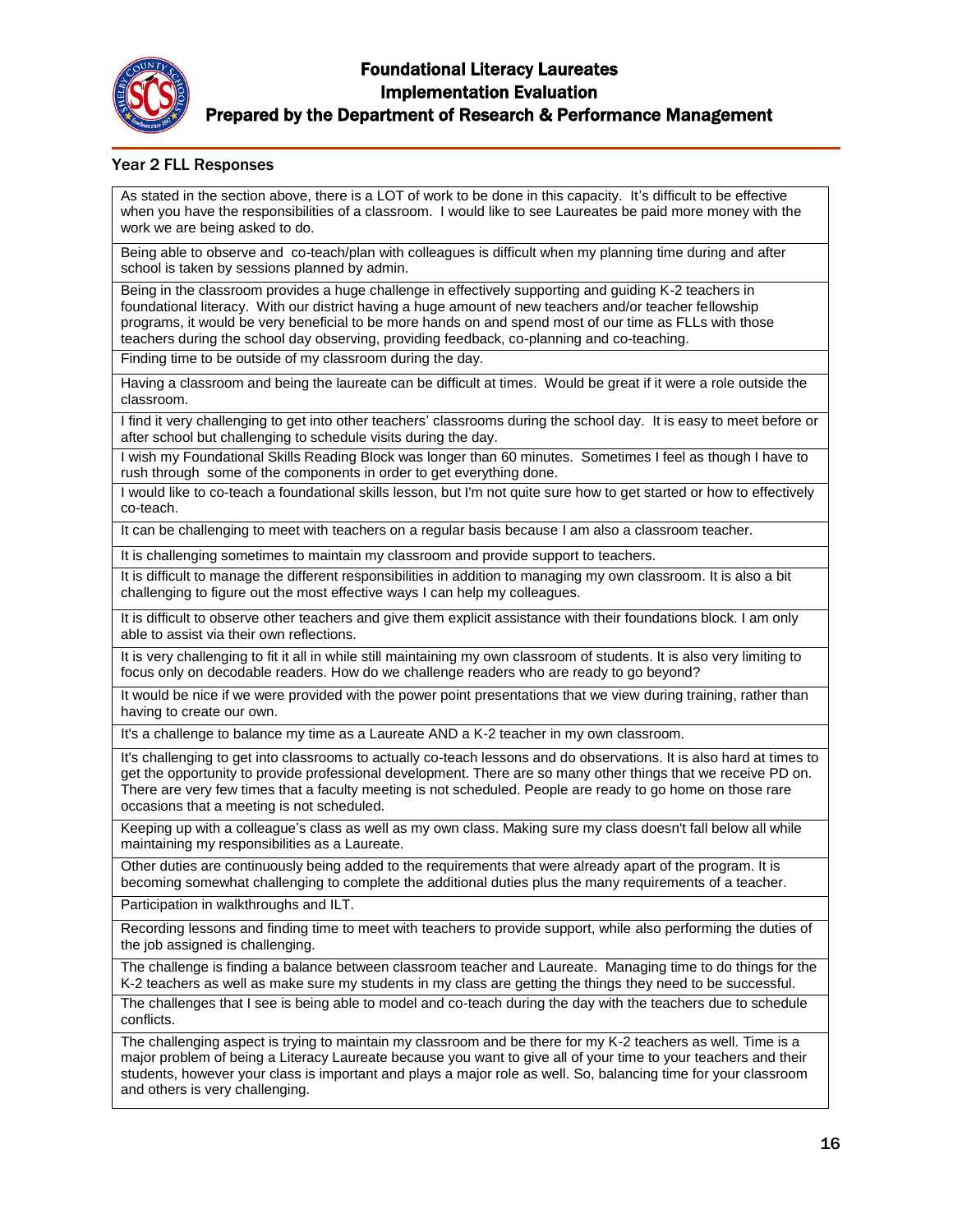### Year 2 FLL Responses

| |
|---|
| As stated in the section above, there is a LOT of work to be done in this capacity. It's difficult to be effective when you have the responsibilities of a classroom. I would like to see Laureates be paid more money with the work we are being asked to do. |
| Being able to observe and co-teach/plan with colleagues is difficult when my planning time during and after school is taken by sessions planned by admin. |
| Being in the classroom provides a huge challenge in effectively supporting and guiding K-2 teachers in foundational literacy. With our district having a huge amount of new teachers and/or teacher fellowship programs, it would be very beneficial to be more hands on and spend most of our time as FLLs with those teachers during the school day observing, providing feedback, co-planning and co-teaching. |
| Finding time to be outside of my classroom during the day. |
| Having a classroom and being the laureate can be difficult at times. Would be great if it were a role outside the classroom. |
| I find it very challenging to get into other teachers' classrooms during the school day. It is easy to meet before or after school but challenging to schedule visits during the day. |
| I wish my Foundational Skills Reading Block was longer than 60 minutes. Sometimes I feel as though I have to rush through some of the components in order to get everything done. |
| I would like to co-teach a foundational skills lesson, but I'm not quite sure how to get started or how to effectively co-teach. |
| It can be challenging to meet with teachers on a regular basis because I am also a classroom teacher. |
| It is challenging sometimes to maintain my classroom and provide support to teachers. |
| It is difficult to manage the different responsibilities in addition to managing my own classroom. It is also a bit challenging to figure out the most effective ways I can help my colleagues. |
| It is difficult to observe other teachers and give them explicit assistance with their foundations block. I am only able to assist via their own reflections. |
| It is very challenging to fit it all in while still maintaining my own classroom of students. It is also very limiting to focus only on decodable readers. How do we challenge readers who are ready to go beyond? |
| It would be nice if we were provided with the power point presentations that we view during training, rather than having to create our own. |
| It's a challenge to balance my time as a Laureate AND a K-2 teacher in my own classroom. |
| It's challenging to get into classrooms to actually co-teach lessons and do observations. It is also hard at times to get the opportunity to provide professional development. There are so many other things that we receive PD on. There are very few times that a faculty meeting is not scheduled. People are ready to go home on those rare occasions that a meeting is not scheduled. |
| Keeping up with a colleague's class as well as my own class. Making sure my class doesn't fall below all while maintaining my responsibilities as a Laureate. |
| Other duties are continuously being added to the requirements that were already apart of the program. It is becoming somewhat challenging to complete the additional duties plus the many requirements of a teacher. |
| Participation in walkthroughs and ILT. |
| Recording lessons and finding time to meet with teachers to provide support, while also performing the duties of the job assigned is challenging. |
| The challenge is finding a balance between classroom teacher and Laureate. Managing time to do things for the K-2 teachers as well as make sure my students in my class are getting the things they need to be successful. |
| The challenges that I see is being able to model and co-teach during the day with the teachers due to schedule conflicts. |
| The challenging aspect is trying to maintain my classroom and be there for my K-2 teachers as well. Time is a major problem of being a Literacy Laureate because you want to give all of your time to your teachers and their students, however your class is important and plays a major role as well. So, balancing time for your classroom and others is very challenging. |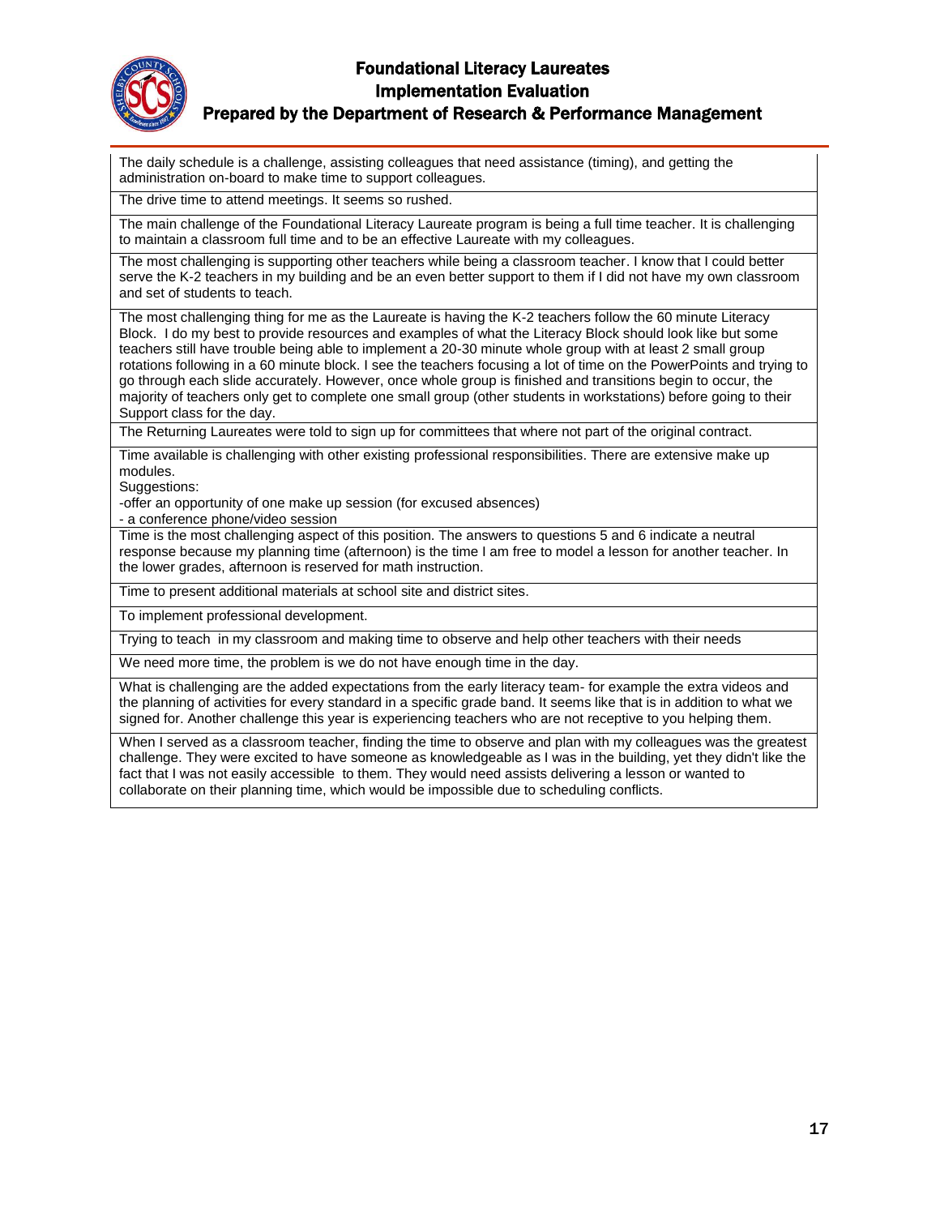| |
|---|
| The daily schedule is a challenge, assisting colleagues that need assistance (timing), and getting the administration on-board to make time to support colleagues. |
| The drive time to attend meetings. It seems so rushed. |
| The main challenge of the Foundational Literacy Laureate program is being a full time teacher. It is challenging to maintain a classroom full time and to be an effective Laureate with my colleagues. |
| The most challenging is supporting other teachers while being a classroom teacher. I know that I could better serve the K-2 teachers in my building and be an even better support to them if I did not have my own classroom and set of students to teach. |
| The most challenging thing for me as the Laureate is having the K-2 teachers follow the 60 minute Literacy Block. I do my best to provide resources and examples of what the Literacy Block should look like but some teachers still have trouble being able to implement a 20-30 minute whole group with at least 2 small group rotations following in a 60 minute block. I see the teachers focusing a lot of time on the PowerPoints and trying to go through each slide accurately. However, once whole group is finished and transitions begin to occur, the majority of teachers only get to complete one small group (other students in workstations) before going to their Support class for the day. |
| The Returning Laureates were told to sign up for committees that where not part of the original contract. |
| Time available is challenging with other existing professional responsibilities. There are extensive make up modules.<br>Suggestions:<br>-offer an opportunity of one make up session (for excused absences)<br>- a conference phone/video session |
| Time is the most challenging aspect of this position. The answers to questions 5 and 6 indicate a neutral response because my planning time (afternoon) is the time I am free to model a lesson for another teacher. In the lower grades, afternoon is reserved for math instruction. |
| Time to present additional materials at school site and district sites. |
| To implement professional development. |
| Trying to teach in my classroom and making time to observe and help other teachers with their needs |
| We need more time, the problem is we do not have enough time in the day. |
| What is challenging are the added expectations from the early literacy team- for example the extra videos and the planning of activities for every standard in a specific grade band. It seems like that is in addition to what we signed for. Another challenge this year is experiencing teachers who are not receptive to you helping them. |
| When I served as a classroom teacher, finding the time to observe and plan with my colleagues was the greatest challenge. They were excited to have someone as knowledgeable as I was in the building, yet they didn't like the fact that I was not easily accessible to them. They would need assists delivering a lesson or wanted to collaborate on their planning time, which would be impossible due to scheduling conflicts. |